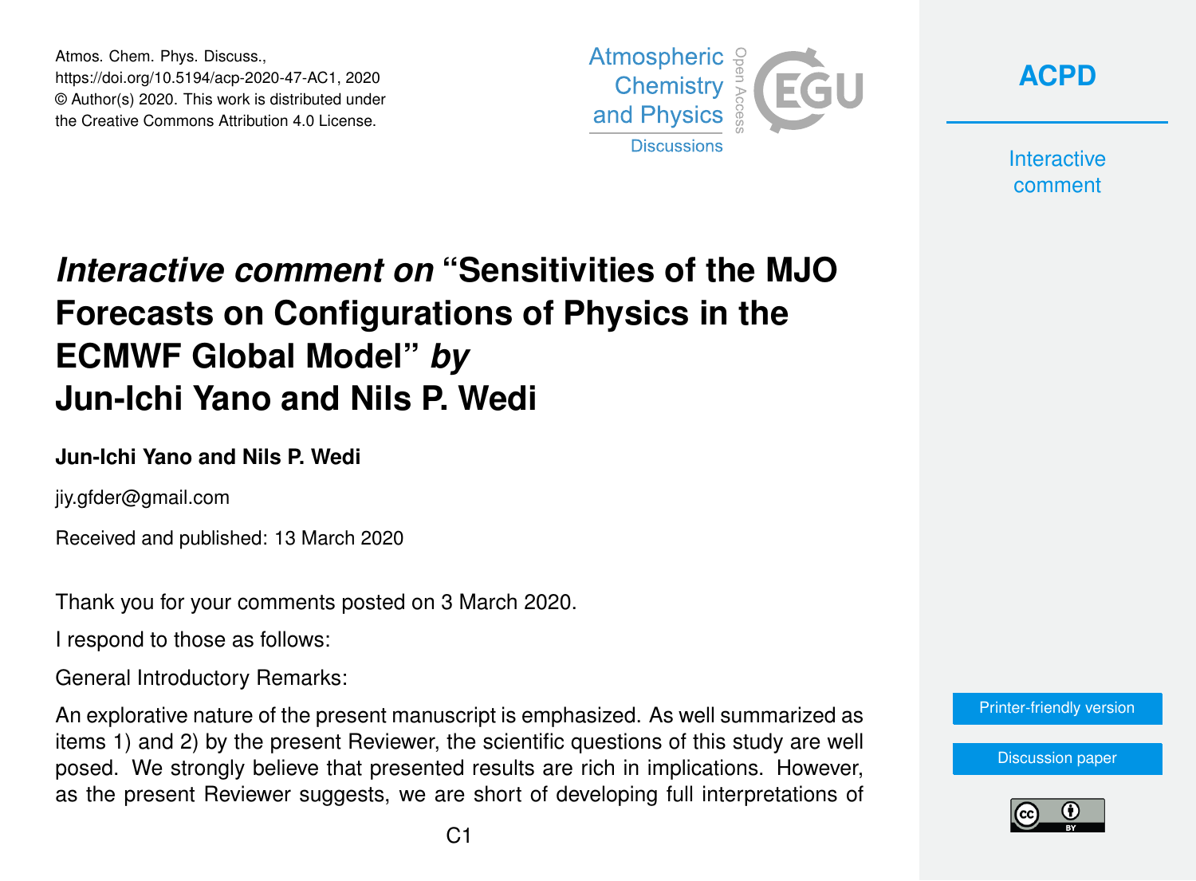# *Interactive comment on* "Sensitivities of the MJO Forecasts on Configurations of Physics in the ECMWF Global Model" *by* Jun-Ichi Yano and Nils P. Wedi

**Jun-Ichi Yano and Nils P. Wedi**

jiy.gfder@gmail.com

Received and published: 13 March 2020

Thank you for your comments posted on 3 March 2020.

I respond to those as follows:

General Introductory Remarks:

An explorative nature of the present manuscript is emphasized. As well summarized as items 1) and 2) by the present Reviewer, the scientific questions of this study are well posed. We strongly believe that presented results are rich in implications. However, as the present Reviewer suggests, we are short of developing full interpretations of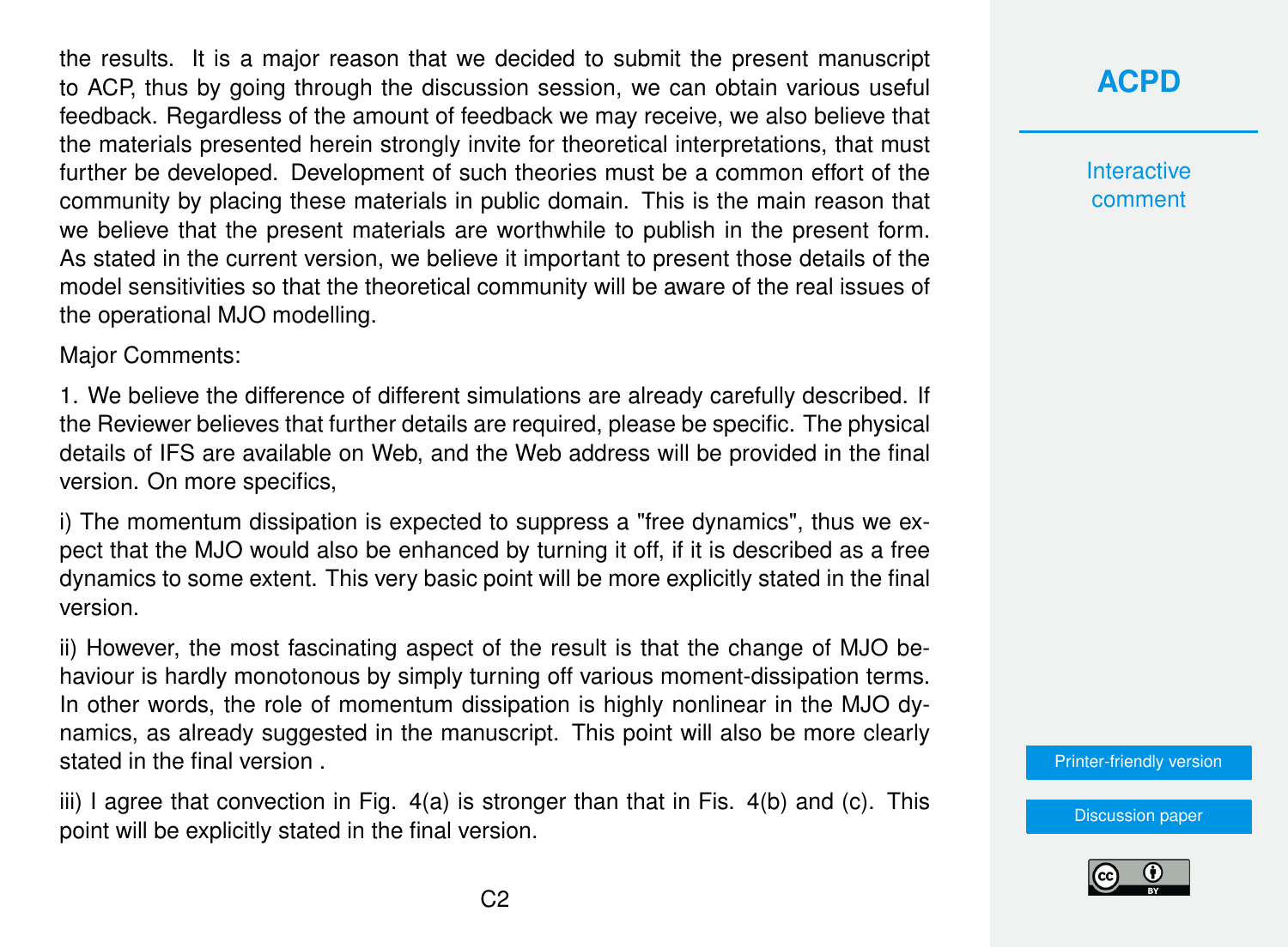the results. It is a major reason that we decided to submit the present manuscript to ACP, thus by going through the discussion session, we can obtain various useful feedback. Regardless of the amount of feedback we may receive, we also believe that the materials presented herein strongly invite for theoretical interpretations, that must further be developed. Development of such theories must be a common effort of the community by placing these materials in public domain. This is the main reason that we believe that the present materials are worthwhile to publish in the present form. As stated in the current version, we believe it important to present those details of the model sensitivities so that the theoretical community will be aware of the real issues of the operational MJO modelling.

Major Comments:

1. We believe the difference of different simulations are already carefully described. If the Reviewer believes that further details are required, please be specific. The physical details of IFS are available on Web, and the Web address will be provided in the final version. On more specifics,

i) The momentum dissipation is expected to suppress a "free dynamics", thus we expect that the MJO would also be enhanced by turning it off, if it is described as a free dynamics to some extent. This very basic point will be more explicitly stated in the final version.

ii) However, the most fascinating aspect of the result is that the change of MJO behaviour is hardly monotonous by simply turning off various moment-dissipation terms. In other words, the role of momentum dissipation is highly nonlinear in the MJO dynamics, as already suggested in the manuscript. This point will also be more clearly stated in the final version .

iii) I agree that convection in Fig. 4(a) is stronger than that in Fis. 4(b) and (c). This point will be explicitly stated in the final version.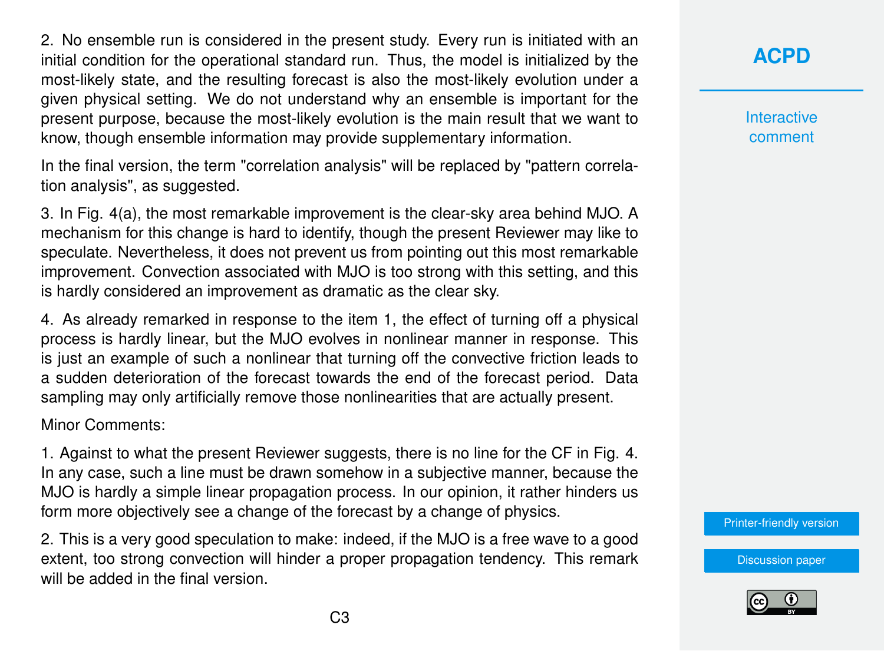2. No ensemble run is considered in the present study. Every run is initiated with an initial condition for the operational standard run. Thus, the model is initialized by the most-likely state, and the resulting forecast is also the most-likely evolution under a given physical setting. We do not understand why an ensemble is important for the present purpose, because the most-likely evolution is the main result that we want to know, though ensemble information may provide supplementary information.

In the final version, the term "correlation analysis" will be replaced by "pattern correlation analysis", as suggested.

3. In Fig. 4(a), the most remarkable improvement is the clear-sky area behind MJO. A mechanism for this change is hard to identify, though the present Reviewer may like to speculate. Nevertheless, it does not prevent us from pointing out this most remarkable improvement. Convection associated with MJO is too strong with this setting, and this is hardly considered an improvement as dramatic as the clear sky.

4. As already remarked in response to the item 1, the effect of turning off a physical process is hardly linear, but the MJO evolves in nonlinear manner in response. This is just an example of such a nonlinear that turning off the convective friction leads to a sudden deterioration of the forecast towards the end of the forecast period. Data sampling may only artificially remove those nonlinearities that are actually present.

Minor Comments:

1. Against to what the present Reviewer suggests, there is no line for the CF in Fig. 4. In any case, such a line must be drawn somehow in a subjective manner, because the MJO is hardly a simple linear propagation process. In our opinion, it rather hinders us form more objectively see a change of the forecast by a change of physics.

2. This is a very good speculation to make: indeed, if the MJO is a free wave to a good extent, too strong convection will hinder a proper propagation tendency. This remark will be added in the final version.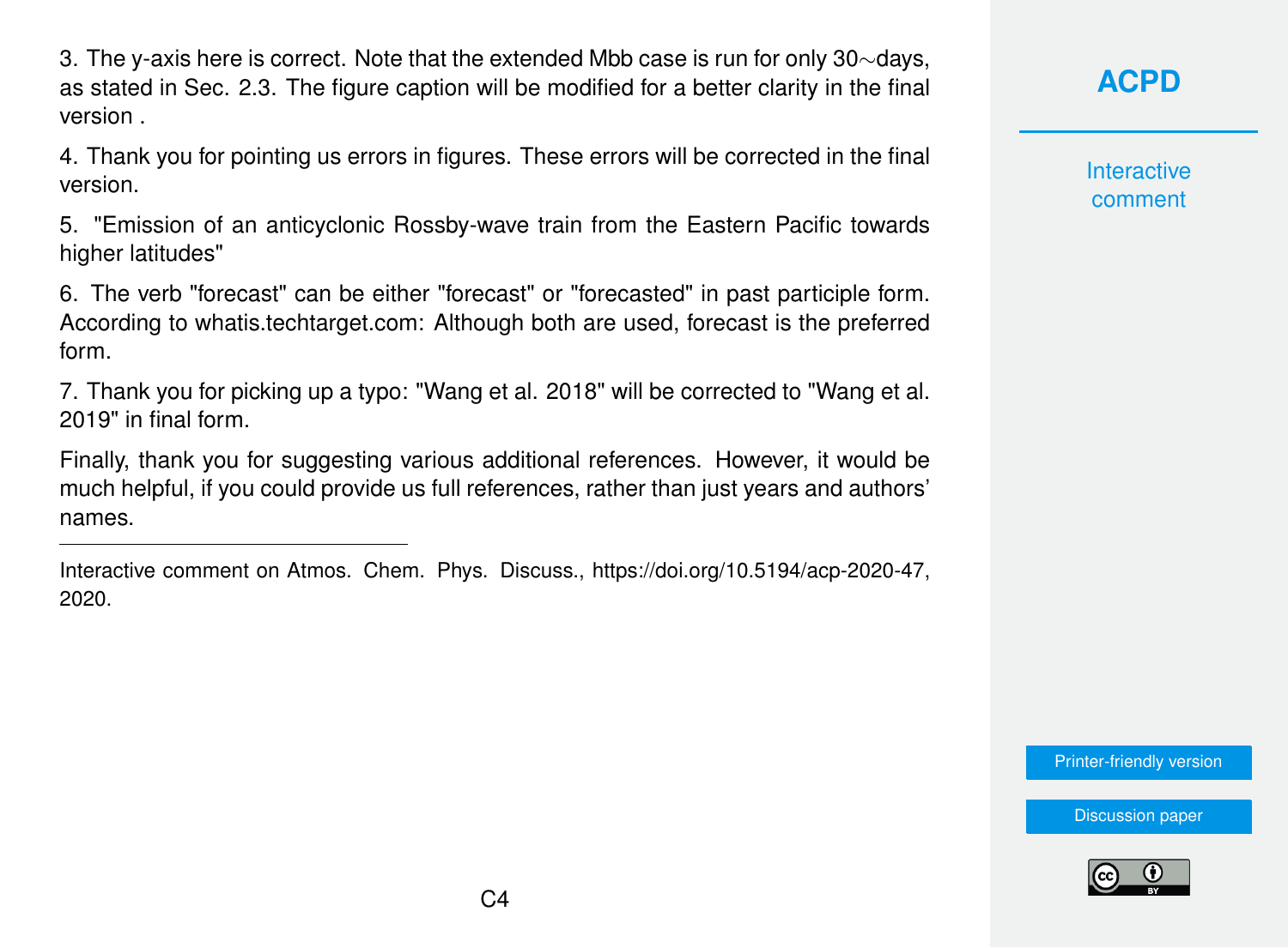3. The y-axis here is correct. Note that the extended Mbb case is run for only 30$\sim$days, as stated in Sec. 2.3. The figure caption will be modified for a better clarity in the final version .

4. Thank you for pointing us errors in figures. These errors will be corrected in the final version.

5. "Emission of an anticyclonic Rossby-wave train from the Eastern Pacific towards higher latitudes"

6. The verb "forecast" can be either "forecast" or "forecasted" in past participle form. According to whatis.techtarget.com: Although both are used, forecast is the preferred form.

7. Thank you for picking up a typo: "Wang et al. 2018" will be corrected to "Wang et al. 2019" in final form.

Finally, thank you for suggesting various additional references. However, it would be much helpful, if you could provide us full references, rather than just years and authors' names.

---

Interactive comment on Atmos. Chem. Phys. Discuss., https://doi.org/10.5194/acp-2020-47, 2020.